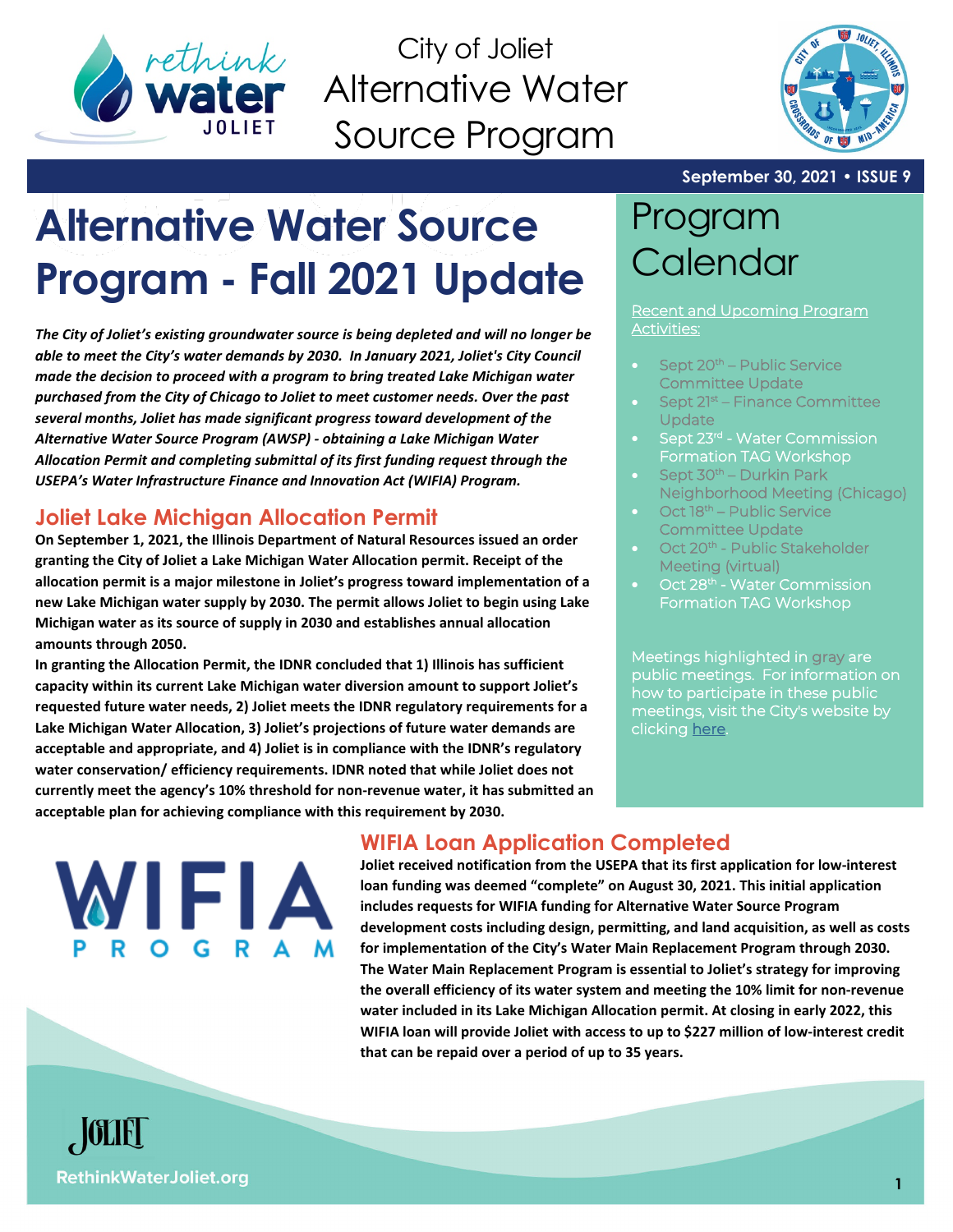# City of Joliet Alternative Water Source Program

**September 30, 2021 • ISSUE 9**

# Alternative Water Source Program - Fall 2021 Update

***The City of Joliet's existing groundwater source is being depleted and will no longer be able to meet the City's water demands by 2030. In January 2021, Joliet's City Council made the decision to proceed with a program to bring treated Lake Michigan water purchased from the City of Chicago to Joliet to meet customer needs. Over the past several months, Joliet has made significant progress toward development of the Alternative Water Source Program (AWSP) - obtaining a Lake Michigan Water Allocation Permit and completing submittal of its first funding request through the USEPA's Water Infrastructure Finance and Innovation Act (WIFIA) Program.***

## Joliet Lake Michigan Allocation Permit

**On September 1, 2021, the Illinois Department of Natural Resources issued an order granting the City of Joliet a Lake Michigan Water Allocation permit. Receipt of the allocation permit is a major milestone in Joliet's progress toward implementation of a new Lake Michigan water supply by 2030. The permit allows Joliet to begin using Lake Michigan water as its source of supply in 2030 and establishes annual allocation amounts through 2050.**

**In granting the Allocation Permit, the IDNR concluded that 1) Illinois has sufficient capacity within its current Lake Michigan water diversion amount to support Joliet's requested future water needs, 2) Joliet meets the IDNR regulatory requirements for a Lake Michigan Water Allocation, 3) Joliet's projections of future water demands are acceptable and appropriate, and 4) Joliet is in compliance with the IDNR's regulatory water conservation/ efficiency requirements. IDNR noted that while Joliet does not currently meet the agency's 10% threshold for non-revenue water, it has submitted an acceptable plan for achieving compliance with this requirement by 2030.**

## WIFIA Loan Application Completed

**Joliet received notification from the USEPA that its first application for low-interest loan funding was deemed "complete" on August 30, 2021. This initial application includes requests for WIFIA funding for Alternative Water Source Program development costs including design, permitting, and land acquisition, as well as costs for implementation of the City's Water Main Replacement Program through 2030. The Water Main Replacement Program is essential to Joliet's strategy for improving the overall efficiency of its water system and meeting the 10% limit for non-revenue water included in its Lake Michigan Allocation permit. At closing in early 2022, this WIFIA loan will provide Joliet with access to up to $227 million of low-interest credit that can be repaid over a period of up to 35 years.**

# Program Calendar

Recent and Upcoming Program Activities:

- Sept 20th – Public Service Committee Update
- Sept 21st – Finance Committee Update
- Sept 23rd - Water Commission Formation TAG Workshop
- Sept 30th – Durkin Park Neighborhood Meeting (Chicago)
- Oct 18th – Public Service Committee Update
- Oct 20th - Public Stakeholder Meeting (virtual)
- Oct 28th - Water Commission Formation TAG Workshop

Meetings highlighted in gray are public meetings. For information on how to participate in these public meetings, visit the City's website by clicking here.

RethinkWaterJoliet.org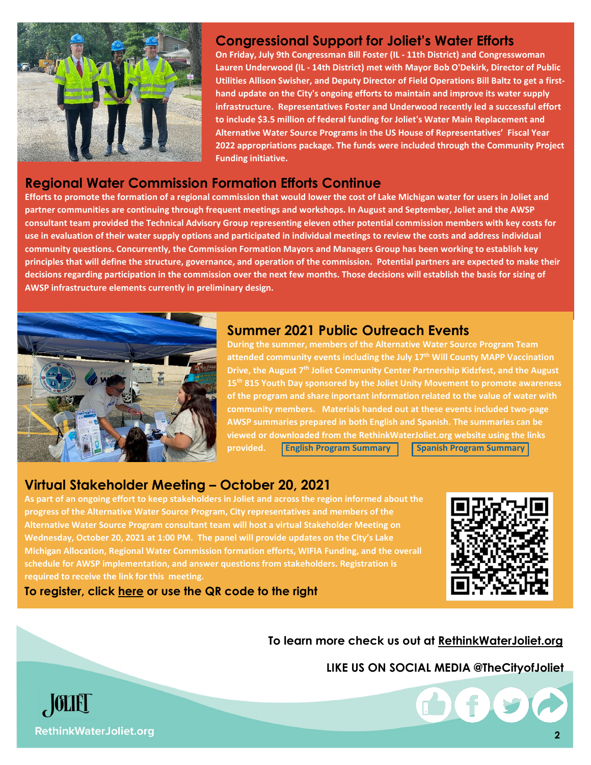## Congressional Support for Joliet's Water Efforts

**On Friday, July 9th Congressman Bill Foster (IL - 11th District) and Congresswoman Lauren Underwood (IL - 14th District) met with Mayor Bob O'Dekirk, Director of Public Utilities Allison Swisher, and Deputy Director of Field Operations Bill Baltz to get a first-hand update on the City's ongoing efforts to maintain and improve its water supply infrastructure. Representatives Foster and Underwood recently led a successful effort to include $3.5 million of federal funding for Joliet's Water Main Replacement and Alternative Water Source Programs in the US House of Representatives' Fiscal Year 2022 appropriations package. The funds were included through the Community Project Funding initiative.**

## Regional Water Commission Formation Efforts Continue

**Efforts to promote the formation of a regional commission that would lower the cost of Lake Michigan water for users in Joliet and partner communities are continuing through frequent meetings and workshops. In August and September, Joliet and the AWSP consultant team provided the Technical Advisory Group representing eleven other potential commission members with key costs for use in evaluation of their water supply options and participated in individual meetings to review the costs and address individual community questions. Concurrently, the Commission Formation Mayors and Managers Group has been working to establish key principles that will define the structure, governance, and operation of the commission. Potential partners are expected to make their decisions regarding participation in the commission over the next few months. Those decisions will establish the basis for sizing of AWSP infrastructure elements currently in preliminary design.**

## Summer 2021 Public Outreach Events

**During the summer, members of the Alternative Water Source Program Team attended community events including the July 17th Will County MAPP Vaccination Drive, the August 7th Joliet Community Center Partnership Kidzfest, and the August 15th 815 Youth Day sponsored by the Joliet Unity Movement to promote awareness of the program and share inportant information related to the value of water with community members. Materials handed out at these events included two-page AWSP summaries prepared in both English and Spanish. The summaries can be viewed or downloaded from the RethinkWaterJoliet.org website using the links provided.** **English Program Summary** **Spanish Program Summary**

## Virtual Stakeholder Meeting – October 20, 2021

**As part of an ongoing effort to keep stakeholders in Joliet and across the region informed about the progress of the Alternative Water Source Program, City representatives and members of the Alternative Water Source Program consultant team will host a virtual Stakeholder Meeting on Wednesday, October 20, 2021 at 1:00 PM. The panel will provide updates on the City's Lake Michigan Allocation, Regional Water Commission formation efforts, WIFIA Funding, and the overall schedule for AWSP implementation, and answer questions from stakeholders. Registration is required to receive the link for this meeting.**

**To register, click here or use the QR code to the right**

**To learn more check us out at RethinkWaterJoliet.org**

**LIKE US ON SOCIAL MEDIA @TheCityofJoliet**

JOLIET

RethinkWaterJoliet.org